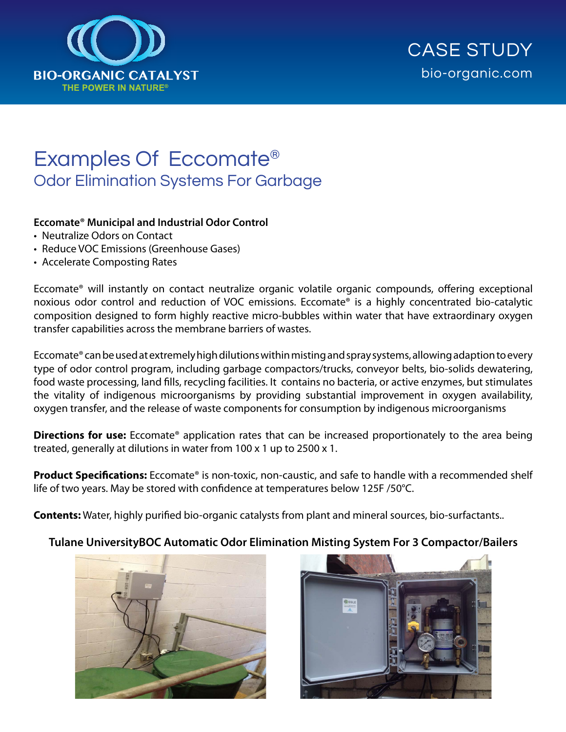BIO-ORGANIC CATALYST

THE POWER IN NATURE®

CASE STUDY

bio-organic.com

# Examples Of Eccomate®

## Odor Elimination Systems For Garbage

**Eccomate® Municipal and Industrial Odor Control**

- Neutralize Odors on Contact
- Reduce VOC Emissions (Greenhouse Gases)
- Accelerate Composting Rates

Eccomate® will instantly on contact neutralize organic volatile organic compounds, offering exceptional noxious odor control and reduction of VOC emissions. Eccomate® is a highly concentrated bio-catalytic composition designed to form highly reactive micro-bubbles within water that have extraordinary oxygen transfer capabilities across the membrane barriers of wastes.

Eccomate® can be used at extremely high dilutions within misting and spray systems, allowing adaption to every type of odor control program, including garbage compactors/trucks, conveyor belts, bio-solids dewatering, food waste processing, land fills, recycling facilities. It contains no bacteria, or active enzymes, but stimulates the vitality of indigenous microorganisms by providing substantial improvement in oxygen availability, oxygen transfer, and the release of waste components for consumption by indigenous microorganisms

**Directions for use:** Eccomate® application rates that can be increased proportionately to the area being treated, generally at dilutions in water from 100 x 1 up to 2500 x 1.

**Product Specifications:** Eccomate® is non-toxic, non-caustic, and safe to handle with a recommended shelf life of two years. May be stored with confidence at temperatures below 125F /50°C.

**Contents:** Water, highly purified bio-organic catalysts from plant and mineral sources, bio-surfactants..

**Tulane UniversityBOC Automatic Odor Elimination Misting System For 3 Compactor/Bailers**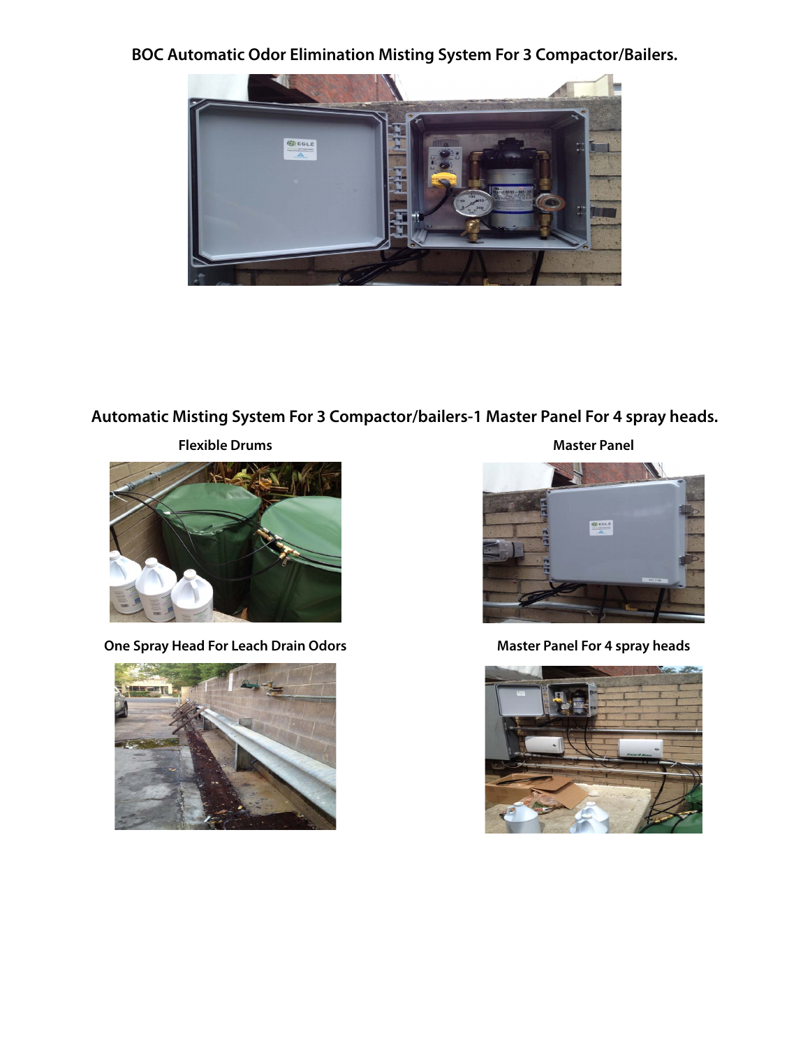## BOC Automatic Odor Elimination Misting System For 3 Compactor/Bailers.

## Automatic Misting System For 3 Compactor/bailers-1 Master Panel For 4 spray heads.

**Flexible Drums**

**Master Panel**

**One Spray Head For Leach Drain Odors**

**Master Panel For 4 spray heads**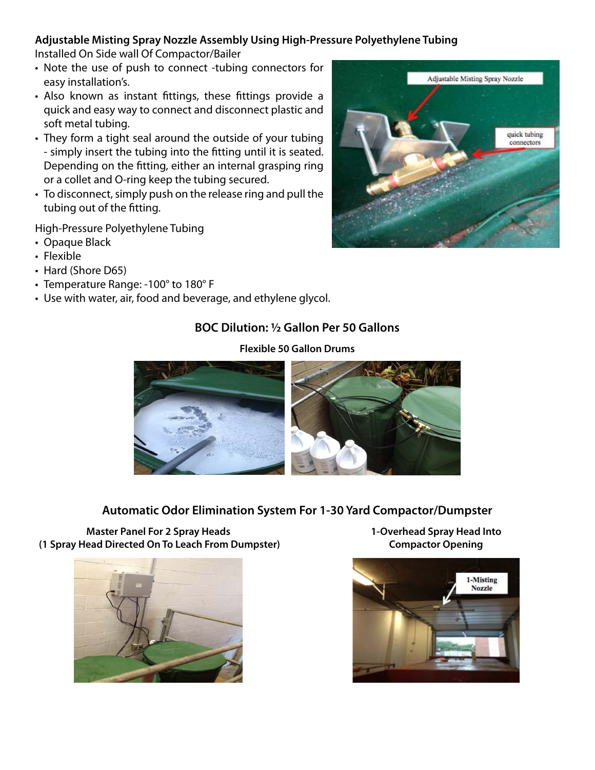**Adjustable Misting Spray Nozzle Assembly Using High-Pressure Polyethylene Tubing**

Installed On Side wall Of Compactor/Bailer

- Note the use of push to connect -tubing connectors for easy installation's.
- Also known as instant fittings, these fittings provide a quick and easy way to connect and disconnect plastic and soft metal tubing.
- They form a tight seal around the outside of your tubing - simply insert the tubing into the fitting until it is seated. Depending on the fitting, either an internal grasping ring or a collet and O-ring keep the tubing secured.
- To disconnect, simply push on the release ring and pull the tubing out of the fitting.

High-Pressure Polyethylene Tubing

- Opaque Black
- Flexible
- Hard (Shore D65)
- Temperature Range: -100° to 180° F
- Use with water, air, food and beverage, and ethylene glycol.

## BOC Dilution: ½ Gallon Per 50 Gallons

**Flexible 50 Gallon Drums**

## Automatic Odor Elimination System For 1-30 Yard Compactor/Dumpster

**Master Panel For 2 Spray Heads (1 Spray Head Directed On To Leach From Dumpster)**

**1-Overhead Spray Head Into Compactor Opening**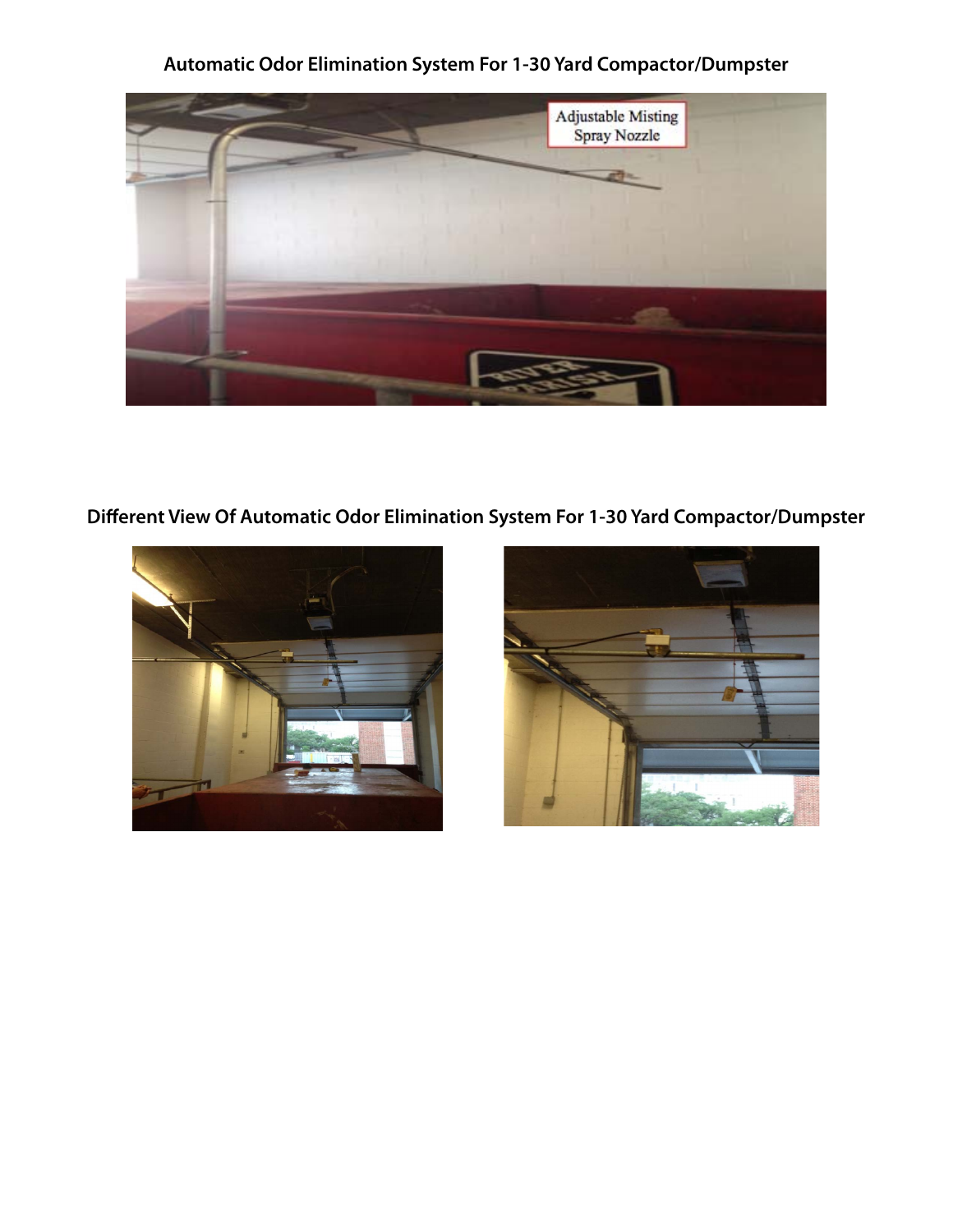**Automatic Odor Elimination System For 1-30 Yard Compactor/Dumpster**

**Different View Of Automatic Odor Elimination System For 1-30 Yard Compactor/Dumpster**